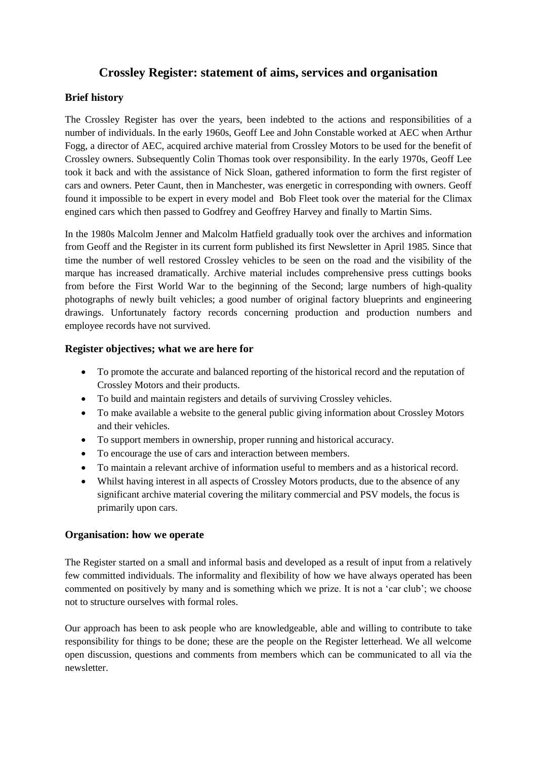# Crossley Register: statement of aims, services and organisation

## Brief history

The Crossley Register has over the years, been indebted to the actions and responsibilities of a number of individuals. In the early 1960s, Geoff Lee and John Constable worked at AEC when Arthur Fogg, a director of AEC, acquired archive material from Crossley Motors to be used for the benefit of Crossley owners. Subsequently Colin Thomas took over responsibility. In the early 1970s, Geoff Lee took it back and with the assistance of Nick Sloan, gathered information to form the first register of cars and owners. Peter Caunt, then in Manchester, was energetic in corresponding with owners. Geoff found it impossible to be expert in every model and Bob Fleet took over the material for the Climax engined cars which then passed to Godfrey and Geoffrey Harvey and finally to Martin Sims.

In the 1980s Malcolm Jenner and Malcolm Hatfield gradually took over the archives and information from Geoff and the Register in its current form published its first Newsletter in April 1985. Since that time the number of well restored Crossley vehicles to be seen on the road and the visibility of the marque has increased dramatically. Archive material includes comprehensive press cuttings books from before the First World War to the beginning of the Second; large numbers of high-quality photographs of newly built vehicles; a good number of original factory blueprints and engineering drawings. Unfortunately factory records concerning production and production numbers and employee records have not survived.

## Register objectives; what we are here for

- To promote the accurate and balanced reporting of the historical record and the reputation of Crossley Motors and their products.
- To build and maintain registers and details of surviving Crossley vehicles.
- To make available a website to the general public giving information about Crossley Motors and their vehicles.
- To support members in ownership, proper running and historical accuracy.
- To encourage the use of cars and interaction between members.
- To maintain a relevant archive of information useful to members and as a historical record.
- Whilst having interest in all aspects of Crossley Motors products, due to the absence of any significant archive material covering the military commercial and PSV models, the focus is primarily upon cars.

## Organisation: how we operate

The Register started on a small and informal basis and developed as a result of input from a relatively few committed individuals. The informality and flexibility of how we have always operated has been commented on positively by many and is something which we prize. It is not a 'car club'; we choose not to structure ourselves with formal roles.

Our approach has been to ask people who are knowledgeable, able and willing to contribute to take responsibility for things to be done; these are the people on the Register letterhead. We all welcome open discussion, questions and comments from members which can be communicated to all via the newsletter.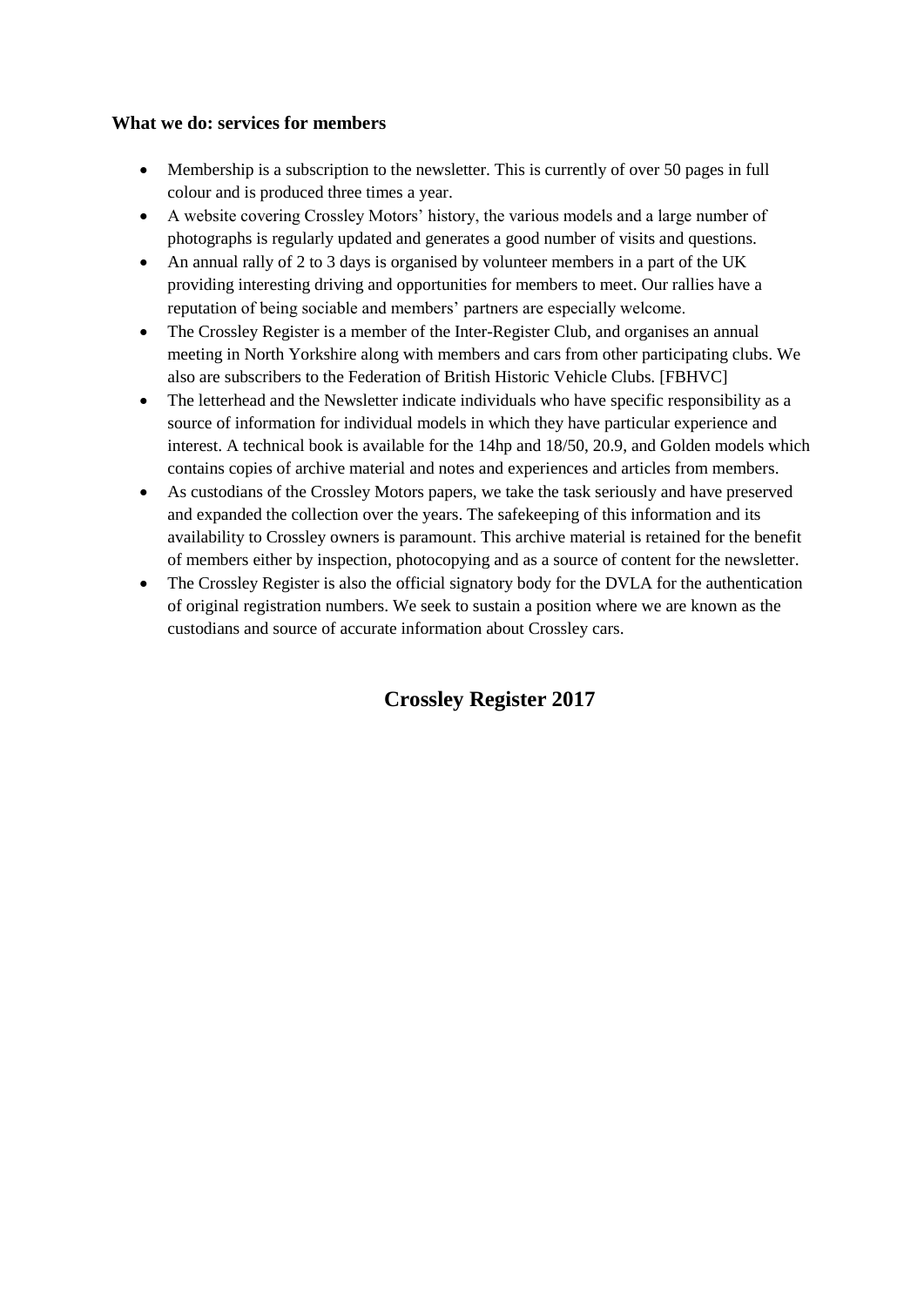### What we do: services for members

- Membership is a subscription to the newsletter. This is currently of over 50 pages in full colour and is produced three times a year.
- A website covering Crossley Motors' history, the various models and a large number of photographs is regularly updated and generates a good number of visits and questions.
- An annual rally of 2 to 3 days is organised by volunteer members in a part of the UK providing interesting driving and opportunities for members to meet. Our rallies have a reputation of being sociable and members' partners are especially welcome.
- The Crossley Register is a member of the Inter-Register Club, and organises an annual meeting in North Yorkshire along with members and cars from other participating clubs. We also are subscribers to the Federation of British Historic Vehicle Clubs. [FBHVC]
- The letterhead and the Newsletter indicate individuals who have specific responsibility as a source of information for individual models in which they have particular experience and interest. A technical book is available for the 14hp and 18/50, 20.9, and Golden models which contains copies of archive material and notes and experiences and articles from members.
- As custodians of the Crossley Motors papers, we take the task seriously and have preserved and expanded the collection over the years. The safekeeping of this information and its availability to Crossley owners is paramount. This archive material is retained for the benefit of members either by inspection, photocopying and as a source of content for the newsletter.
- The Crossley Register is also the official signatory body for the DVLA for the authentication of original registration numbers. We seek to sustain a position where we are known as the custodians and source of accurate information about Crossley cars.

**Crossley Register 2017**